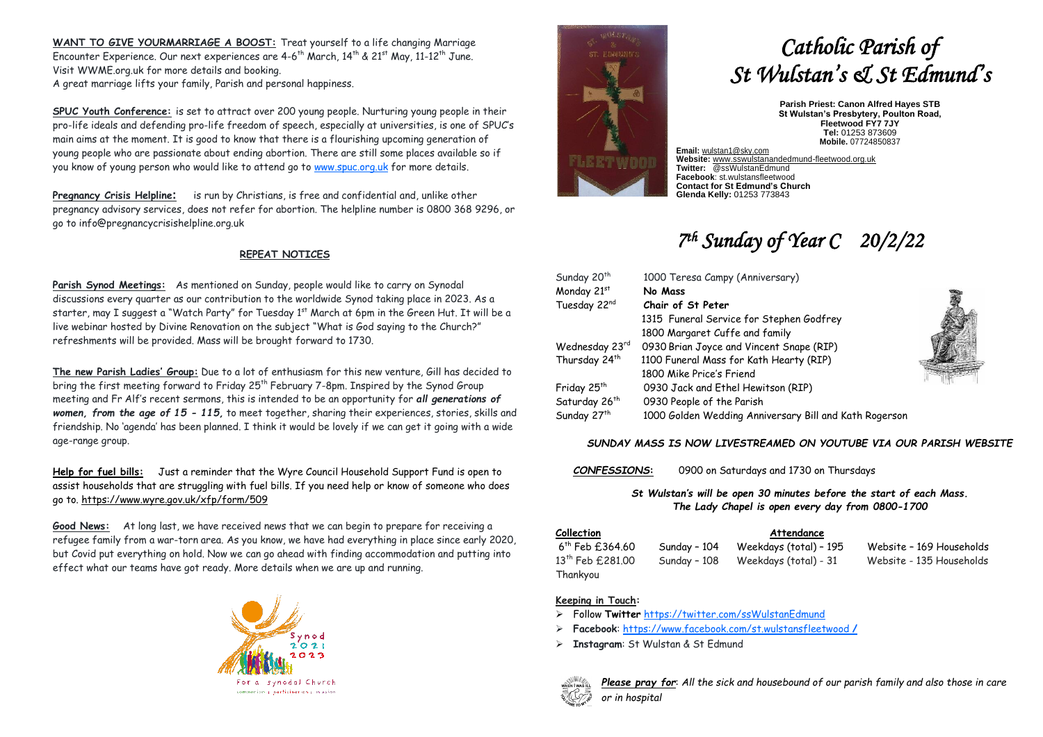# Catholic Parish of St Wulstan's & St Edmund's

**Parish Priest: Canon Alfred Hayes STB**
**St Wulstan's Presbytery, Poulton Road, Fleetwood FY7 7JY**
**Tel:** 01253 873609
**Mobile.** 07724850837

**Email:** wulstan1@sky.com
**Website:** www.sswulstanandedmund-fleetwood.org.uk
**Twitter:** @ssWulstanEdmund
**Facebook**: st.wulstansfleetwood
**Contact for St Edmund's Church**
**Glenda Kelly:** 01253 773843

## *7th Sunday of Year C 20/2/22*

| | |
|---|---|
| Sunday 20th | 1000 Teresa Campy (Anniversary) |
| Monday 21st | **No Mass** |
| Tuesday 22nd | **Chair of St Peter** |
| | 1315 Funeral Service for Stephen Godfrey |
| | 1800 Margaret Cuffe and family |
| Wednesday 23rd | 0930 Brian Joyce and Vincent Snape (RIP) |
| Thursday 24th | 1100 Funeral Mass for Kath Hearty (RIP) |
| | 1800 Mike Price's Friend |
| Friday 25th | 0930 Jack and Ethel Hewitson (RIP) |
| Saturday 26th | 0930 People of the Parish |
| Sunday 27th | 1000 Golden Wedding Anniversary Bill and Kath Rogerson |

***SUNDAY MASS IS NOW LIVESTREAMED ON YOUTUBE VIA OUR PARISH WEBSITE***

***CONFESSIONS*:** 0900 on Saturdays and 1730 on Thursdays

***St Wulstan's will be open 30 minutes before the start of each Mass.***
***The Lady Chapel is open every day from 0800-1700***

| Collection | | Attendance | |
|---|---|---|---|
| 6th Feb £364.60 | Sunday – 104 | Weekdays (total) – 195 | Website – 169 Households |
| 13th Feb £281.00 | Sunday – 108 | Weekdays (total) - 31 | Website - 135 Households |
| Thankyou | | | |

**Keeping in Touch:**

- Follow **Twitter** https://twitter.com/ssWulstanEdmund
- **Facebook**: https://www.facebook.com/st.wulstansfleetwood /
- **Instagram**: St Wulstan & St Edmund

***Please pray for***: *All the sick and housebound of our parish family and also those in care or in hospital*

**WANT TO GIVE YOURMARRIAGE A BOOST:** Treat yourself to a life changing Marriage Encounter Experience. Our next experiences are 4-6th March, 14th & 21st May, 11-12th June. Visit WWME.org.uk for more details and booking.
A great marriage lifts your family, Parish and personal happiness.

**SPUC Youth Conference:** is set to attract over 200 young people. Nurturing young people in their pro-life ideals and defending pro-life freedom of speech, especially at universities, is one of SPUC's main aims at the moment. It is good to know that there is a flourishing upcoming generation of young people who are passionate about ending abortion. There are still some places available so if you know of young person who would like to attend go to www.spuc.org.uk for more details.

**Pregnancy Crisis Helpline:** is run by Christians, is free and confidential and, unlike other pregnancy advisory services, does not refer for abortion. The helpline number is 0800 368 9296, or go to info@pregnancycrisishelpline.org.uk

### REPEAT NOTICES

**Parish Synod Meetings:** As mentioned on Sunday, people would like to carry on Synodal discussions every quarter as our contribution to the worldwide Synod taking place in 2023. As a starter, may I suggest a "Watch Party" for Tuesday 1st March at 6pm in the Green Hut. It will be a live webinar hosted by Divine Renovation on the subject "What is God saying to the Church?" refreshments will be provided. Mass will be brought forward to 1730.

**The new Parish Ladies' Group:** Due to a lot of enthusiasm for this new venture, Gill has decided to bring the first meeting forward to Friday 25th February 7-8pm. Inspired by the Synod Group meeting and Fr Alf's recent sermons, this is intended to be an opportunity for ***all generations of women, from the age of 15 - 115,*** to meet together, sharing their experiences, stories, skills and friendship. No 'agenda' has been planned. I think it would be lovely if we can get it going with a wide age-range group.

**Help for fuel bills:** Just a reminder that the Wyre Council Household Support Fund is open to assist households that are struggling with fuel bills. If you need help or know of someone who does go to. https://www.wyre.gov.uk/xfp/form/509

**Good News:** At long last, we have received news that we can begin to prepare for receiving a refugee family from a war-torn area. As you know, we have had everything in place since early 2020, but Covid put everything on hold. Now we can go ahead with finding accommodation and putting into effect what our teams have got ready. More details when we are up and running.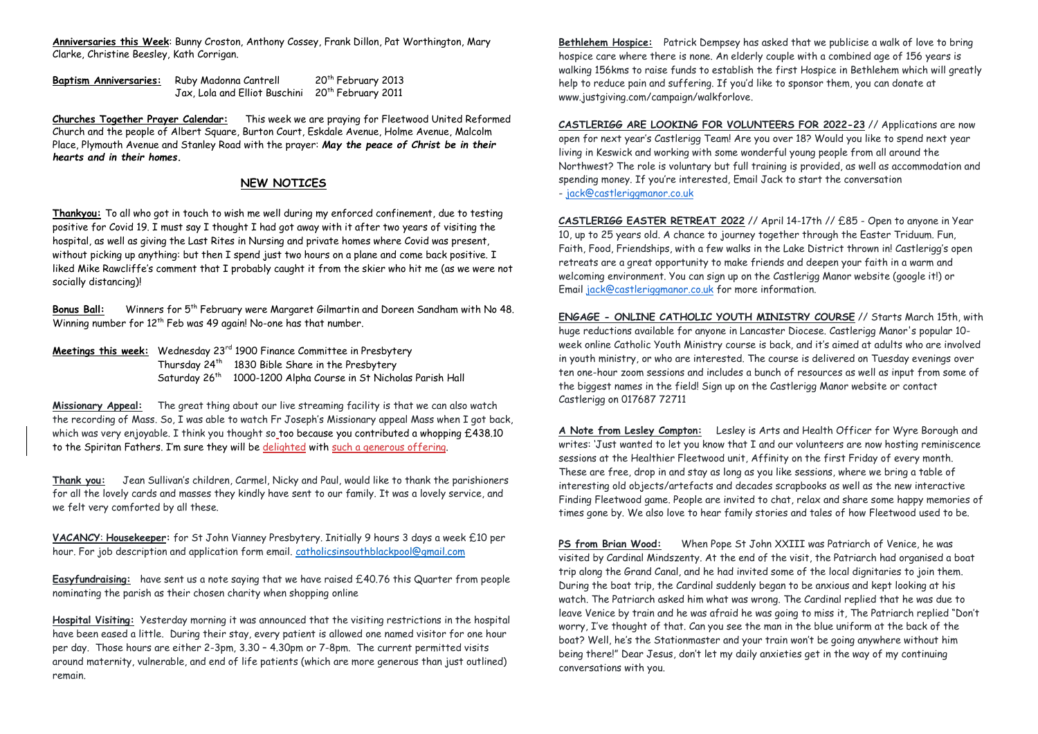**Anniversaries this Week**: Bunny Croston, Anthony Cossey, Frank Dillon, Pat Worthington, Mary Clarke, Christine Beesley, Kath Corrigan.

| | | |
|---|---|---|
| **Baptism Anniversaries:** | Ruby Madonna Cantrell | 20th February 2013 |
| | Jax, Lola and Elliot Buschini | 20th February 2011 |

**Churches Together Prayer Calendar:** This week we are praying for Fleetwood United Reformed Church and the people of Albert Square, Burton Court, Eskdale Avenue, Holme Avenue, Malcolm Place, Plymouth Avenue and Stanley Road with the prayer: ***May the peace of Christ be in their hearts and in their homes.***

## NEW NOTICES

**Thankyou:** To all who got in touch to wish me well during my enforced confinement, due to testing positive for Covid 19. I must say I thought I had got away with it after two years of visiting the hospital, as well as giving the Last Rites in Nursing and private homes where Covid was present, without picking up anything: but then I spend just two hours on a plane and come back positive. I liked Mike Rawcliffe's comment that I probably caught it from the skier who hit me (as we were not socially distancing)!

**Bonus Ball:** Winners for 5th February were Margaret Gilmartin and Doreen Sandham with No 48. Winning number for 12th Feb was 49 again! No-one has that number.

**Meetings this week:** Wednesday 23rd 1900 Finance Committee in Presbytery
Thursday 24th 1830 Bible Share in the Presbytery
Saturday 26th 1000-1200 Alpha Course in St Nicholas Parish Hall

**Missionary Appeal:** The great thing about our live streaming facility is that we can also watch the recording of Mass. So, I was able to watch Fr Joseph's Missionary appeal Mass when I got back, which was very enjoyable. I think you thought so too because you contributed a whopping £438.10 to the Spiritan Fathers. I'm sure they will be delighted with such a generous offering.

**Thank you:** Jean Sullivan's children, Carmel, Nicky and Paul, would like to thank the parishioners for all the lovely cards and masses they kindly have sent to our family. It was a lovely service, and we felt very comforted by all these.

**VACANCY**: **Housekeeper:** for St John Vianney Presbytery. Initially 9 hours 3 days a week £10 per hour. For job description and application form email. catholicsinsouthblackpool@gmail.com

**Easyfundraising:** have sent us a note saying that we have raised £40.76 this Quarter from people nominating the parish as their chosen charity when shopping online

**Hospital Visiting:** Yesterday morning it was announced that the visiting restrictions in the hospital have been eased a little. During their stay, every patient is allowed one named visitor for one hour per day. Those hours are either 2-3pm, 3.30 – 4.30pm or 7-8pm. The current permitted visits around maternity, vulnerable, and end of life patients (which are more generous than just outlined) remain.

**Bethlehem Hospice:** Patrick Dempsey has asked that we publicise a walk of love to bring hospice care where there is none. An elderly couple with a combined age of 156 years is walking 156kms to raise funds to establish the first Hospice in Bethlehem which will greatly help to reduce pain and suffering. If you'd like to sponsor them, you can donate at www.justgiving.com/campaign/walkforlove.

**CASTLERIGG ARE LOOKING FOR VOLUNTEERS FOR 2022-23** // Applications are now open for next year's Castlerigg Team! Are you over 18? Would you like to spend next year living in Keswick and working with some wonderful young people from all around the Northwest? The role is voluntary but full training is provided, as well as accommodation and spending money. If you're interested, Email Jack to start the conversation - jack@castleriggmanor.co.uk

**CASTLERIGG EASTER RETREAT 2022** // April 14-17th // £85 - Open to anyone in Year 10, up to 25 years old. A chance to journey together through the Easter Triduum. Fun, Faith, Food, Friendships, with a few walks in the Lake District thrown in! Castlerigg's open retreats are a great opportunity to make friends and deepen your faith in a warm and welcoming environment. You can sign up on the Castlerigg Manor website (google it!) or Email jack@castleriggmanor.co.uk for more information.

**ENGAGE - ONLINE CATHOLIC YOUTH MINISTRY COURSE** // Starts March 15th, with huge reductions available for anyone in Lancaster Diocese. Castlerigg Manor's popular 10-week online Catholic Youth Ministry course is back, and it's aimed at adults who are involved in youth ministry, or who are interested. The course is delivered on Tuesday evenings over ten one-hour zoom sessions and includes a bunch of resources as well as input from some of the biggest names in the field! Sign up on the Castlerigg Manor website or contact Castlerigg on 017687 72711

**A Note from Lesley Compton:** Lesley is Arts and Health Officer for Wyre Borough and writes: 'Just wanted to let you know that I and our volunteers are now hosting reminiscence sessions at the Healthier Fleetwood unit, Affinity on the first Friday of every month. These are free, drop in and stay as long as you like sessions, where we bring a table of interesting old objects/artefacts and decades scrapbooks as well as the new interactive Finding Fleetwood game. People are invited to chat, relax and share some happy memories of times gone by. We also love to hear family stories and tales of how Fleetwood used to be.

**PS from Brian Wood:** When Pope St John XXIII was Patriarch of Venice, he was visited by Cardinal Mindszenty. At the end of the visit, the Patriarch had organised a boat trip along the Grand Canal, and he had invited some of the local dignitaries to join them. During the boat trip, the Cardinal suddenly began to be anxious and kept looking at his watch. The Patriarch asked him what was wrong. The Cardinal replied that he was due to leave Venice by train and he was afraid he was going to miss it, The Patriarch replied "Don't worry, I've thought of that. Can you see the man in the blue uniform at the back of the boat? Well, he's the Stationmaster and your train won't be going anywhere without him being there!" Dear Jesus, don't let my daily anxieties get in the way of my continuing conversations with you.